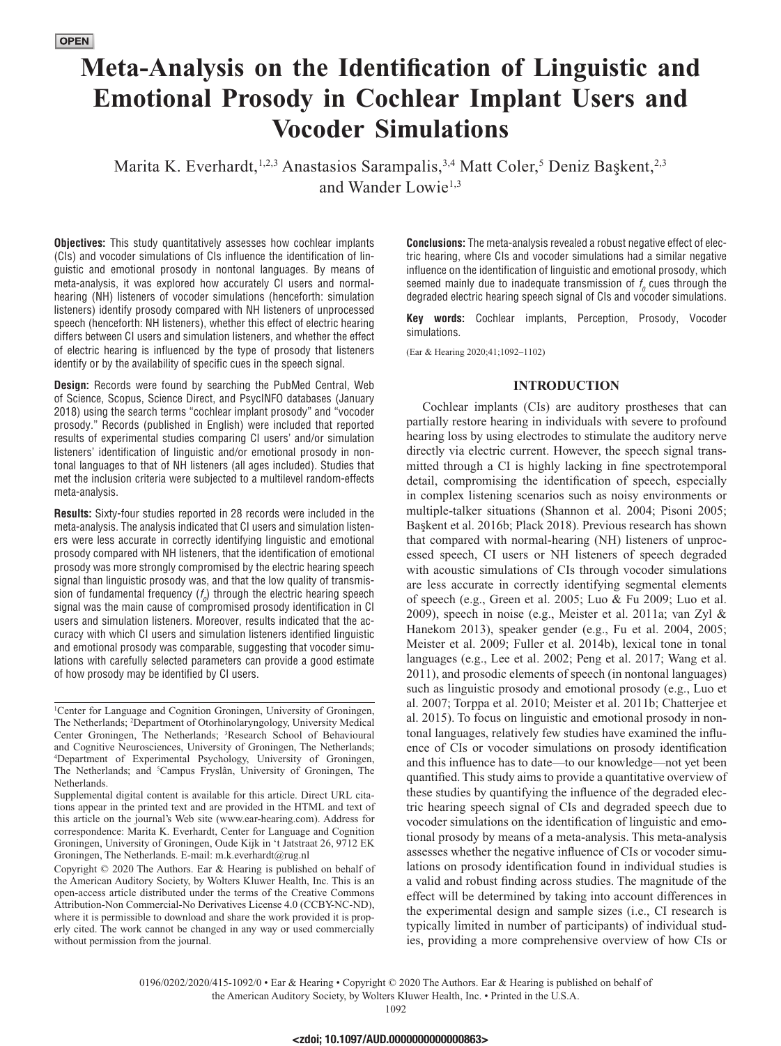OPEN

# Meta-Analysis on the Identification of Linguistic and Emotional Prosody in Cochlear Implant Users and Vocoder Simulations

Marita K. Everhardt,[1,2,3] Anastasios Sarampalis,[3,4] Matt Coler,[5] Deniz Başkent,[2,3] and Wander Lowie[1,3]

**Objectives:** This study quantitatively assesses how cochlear implants (CIs) and vocoder simulations of CIs influence the identification of linguistic and emotional prosody in nontonal languages. By means of meta-analysis, it was explored how accurately CI users and normal-hearing (NH) listeners of vocoder simulations (henceforth: simulation listeners) identify prosody compared with NH listeners of unprocessed speech (henceforth: NH listeners), whether this effect of electric hearing differs between CI users and simulation listeners, and whether the effect of electric hearing is influenced by the type of prosody that listeners identify or by the availability of specific cues in the speech signal.

**Design:** Records were found by searching the PubMed Central, Web of Science, Scopus, Science Direct, and PsycINFO databases (January 2018) using the search terms "cochlear implant prosody" and "vocoder prosody." Records (published in English) were included that reported results of experimental studies comparing CI users' and/or simulation listeners' identification of linguistic and/or emotional prosody in nontonal languages to that of NH listeners (all ages included). Studies that met the inclusion criteria were subjected to a multilevel random-effects meta-analysis.

**Results:** Sixty-four studies reported in 28 records were included in the meta-analysis. The analysis indicated that CI users and simulation listeners were less accurate in correctly identifying linguistic and emotional prosody compared with NH listeners, that the identification of emotional prosody was more strongly compromised by the electric hearing speech signal than linguistic prosody was, and that the low quality of transmission of fundamental frequency ($f_0$) through the electric hearing speech signal was the main cause of compromised prosody identification in CI users and simulation listeners. Moreover, results indicated that the accuracy with which CI users and simulation listeners identified linguistic and emotional prosody was comparable, suggesting that vocoder simulations with carefully selected parameters can provide a good estimate of how prosody may be identified by CI users.

**Conclusions:** The meta-analysis revealed a robust negative effect of electric hearing, where CIs and vocoder simulations had a similar negative influence on the identification of linguistic and emotional prosody, which seemed mainly due to inadequate transmission of $f_0$ cues through the degraded electric hearing speech signal of CIs and vocoder simulations.

**Key words:** Cochlear implants, Perception, Prosody, Vocoder simulations.

(Ear & Hearing 2020;41;1092–1102)

## INTRODUCTION

Cochlear implants (CIs) are auditory prostheses that can partially restore hearing in individuals with severe to profound hearing loss by using electrodes to stimulate the auditory nerve directly via electric current. However, the speech signal transmitted through a CI is highly lacking in fine spectrotemporal detail, compromising the identification of speech, especially in complex listening scenarios such as noisy environments or multiple-talker situations (Shannon et al. 2004; Pisoni 2005; Başkent et al. 2016b; Plack 2018). Previous research has shown that compared with normal-hearing (NH) listeners of unprocessed speech, CI users or NH listeners of speech degraded with acoustic simulations of CIs through vocoder simulations are less accurate in correctly identifying segmental elements of speech (e.g., Green et al. 2005; Luo & Fu 2009; Luo et al. 2009), speech in noise (e.g., Meister et al. 2011a; van Zyl & Hanekom 2013), speaker gender (e.g., Fu et al. 2004, 2005; Meister et al. 2009; Fuller et al. 2014b), lexical tone in tonal languages (e.g., Lee et al. 2002; Peng et al. 2017; Wang et al. 2011), and prosodic elements of speech (in nontonal languages) such as linguistic prosody and emotional prosody (e.g., Luo et al. 2007; Torppa et al. 2010; Meister et al. 2011b; Chatterjee et al. 2015). To focus on linguistic and emotional prosody in nontonal languages, relatively few studies have examined the influence of CIs or vocoder simulations on prosody identification and this influence has to date—to our knowledge—not yet been quantified. This study aims to provide a quantitative overview of these studies by quantifying the influence of the degraded electric hearing speech signal of CIs and degraded speech due to vocoder simulations on the identification of linguistic and emotional prosody by means of a meta-analysis. This meta-analysis assesses whether the negative influence of CIs or vocoder simulations on prosody identification found in individual studies is a valid and robust finding across studies. The magnitude of the effect will be determined by taking into account differences in the experimental design and sample sizes (i.e., CI research is typically limited in number of participants) of individual studies, providing a more comprehensive overview of how CIs or

[1]Center for Language and Cognition Groningen, University of Groningen, The Netherlands; [2]Department of Otorhinolaryngology, University Medical Center Groningen, The Netherlands; [3]Research School of Behavioural and Cognitive Neurosciences, University of Groningen, The Netherlands; [4]Department of Experimental Psychology, University of Groningen, The Netherlands; and [5]Campus Fryslân, University of Groningen, The Netherlands.

Supplemental digital content is available for this article. Direct URL citations appear in the printed text and are provided in the HTML and text of this article on the journal's Web site (www.ear-hearing.com). Address for correspondence: Marita K. Everhardt, Center for Language and Cognition Groningen, University of Groningen, Oude Kijk in 't Jatstraat 26, 9712 EK Groningen, The Netherlands. E-mail: m.k.everhardt@rug.nl

Copyright © 2020 The Authors. Ear & Hearing is published on behalf of the American Auditory Society, by Wolters Kluwer Health, Inc. This is an open-access article distributed under the terms of the Creative Commons Attribution-Non Commercial-No Derivatives License 4.0 (CCBY-NC-ND), where it is permissible to download and share the work provided it is properly cited. The work cannot be changed in any way or used commercially without permission from the journal.

0196/0202/2020/415-1092/0 • Ear & Hearing • Copyright © 2020 The Authors. Ear & Hearing is published on behalf of the American Auditory Society, by Wolters Kluwer Health, Inc. • Printed in the U.S.A.

<zdoi; 10.1097/AUD.0000000000000863>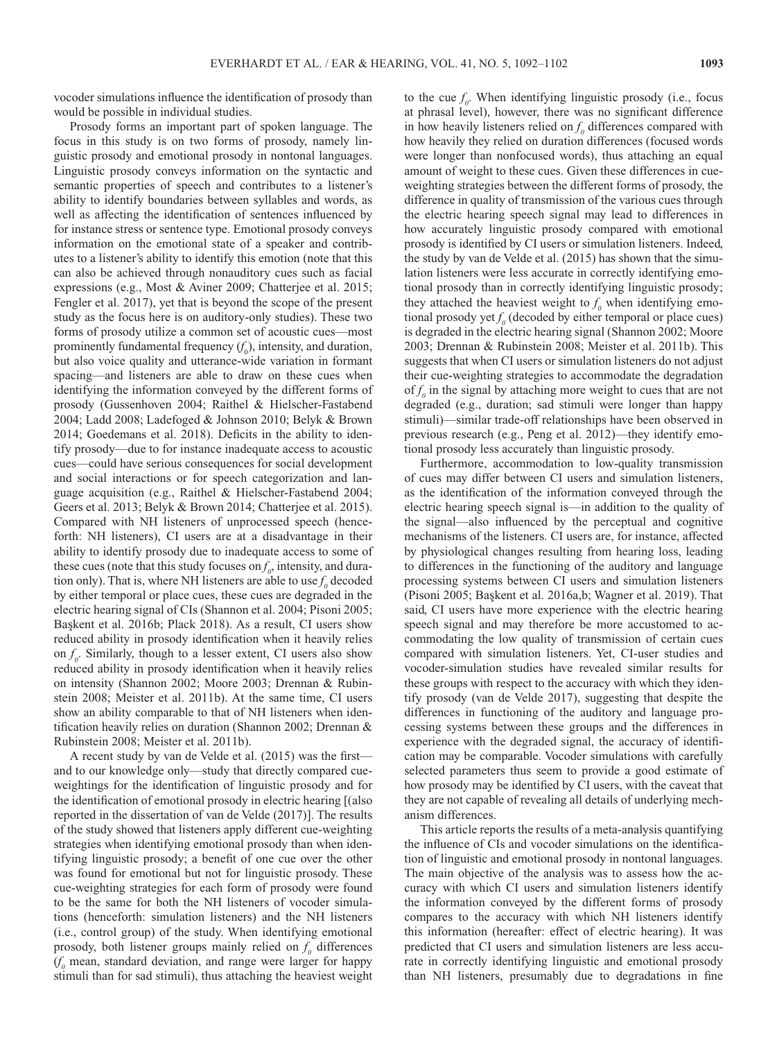vocoder simulations influence the identification of prosody than would be possible in individual studies.

Prosody forms an important part of spoken language. The focus in this study is on two forms of prosody, namely linguistic prosody and emotional prosody in nontonal languages. Linguistic prosody conveys information on the syntactic and semantic properties of speech and contributes to a listener's ability to identify boundaries between syllables and words, as well as affecting the identification of sentences influenced by for instance stress or sentence type. Emotional prosody conveys information on the emotional state of a speaker and contributes to a listener's ability to identify this emotion (note that this can also be achieved through nonauditory cues such as facial expressions (e.g., Most & Aviner 2009; Chatterjee et al. 2015; Fengler et al. 2017), yet that is beyond the scope of the present study as the focus here is on auditory-only studies). These two forms of prosody utilize a common set of acoustic cues—most prominently fundamental frequency ($f_0$), intensity, and duration, but also voice quality and utterance-wide variation in formant spacing—and listeners are able to draw on these cues when identifying the information conveyed by the different forms of prosody (Gussenhoven 2004; Raithel & Hielscher-Fastabend 2004; Ladd 2008; Ladefoged & Johnson 2010; Belyk & Brown 2014; Goedemans et al. 2018). Deficits in the ability to identify prosody—due to for instance inadequate access to acoustic cues—could have serious consequences for social development and social interactions or for speech categorization and language acquisition (e.g., Raithel & Hielscher-Fastabend 2004; Geers et al. 2013; Belyk & Brown 2014; Chatterjee et al. 2015). Compared with NH listeners of unprocessed speech (henceforth: NH listeners), CI users are at a disadvantage in their ability to identify prosody due to inadequate access to some of these cues (note that this study focuses on $f_0$, intensity, and duration only). That is, where NH listeners are able to use $f_0$ decoded by either temporal or place cues, these cues are degraded in the electric hearing signal of CIs (Shannon et al. 2004; Pisoni 2005; Başkent et al. 2016b; Plack 2018). As a result, CI users show reduced ability in prosody identification when it heavily relies on $f_0$. Similarly, though to a lesser extent, CI users also show reduced ability in prosody identification when it heavily relies on intensity (Shannon 2002; Moore 2003; Drennan & Rubinstein 2008; Meister et al. 2011b). At the same time, CI users show an ability comparable to that of NH listeners when identification heavily relies on duration (Shannon 2002; Drennan & Rubinstein 2008; Meister et al. 2011b).

A recent study by van de Velde et al. (2015) was the first—and to our knowledge only—study that directly compared cue-weightings for the identification of linguistic prosody and for the identification of emotional prosody in electric hearing [(also reported in the dissertation of van de Velde (2017)]. The results of the study showed that listeners apply different cue-weighting strategies when identifying emotional prosody than when identifying linguistic prosody; a benefit of one cue over the other was found for emotional but not for linguistic prosody. These cue-weighting strategies for each form of prosody were found to be the same for both the NH listeners of vocoder simulations (henceforth: simulation listeners) and the NH listeners (i.e., control group) of the study. When identifying emotional prosody, both listener groups mainly relied on $f_0$ differences ($f_0$ mean, standard deviation, and range were larger for happy stimuli than for sad stimuli), thus attaching the heaviest weight to the cue $f_0$. When identifying linguistic prosody (i.e., focus at phrasal level), however, there was no significant difference in how heavily listeners relied on $f_0$ differences compared with how heavily they relied on duration differences (focused words were longer than nonfocused words), thus attaching an equal amount of weight to these cues. Given these differences in cue-weighting strategies between the different forms of prosody, the difference in quality of transmission of the various cues through the electric hearing speech signal may lead to differences in how accurately linguistic prosody compared with emotional prosody is identified by CI users or simulation listeners. Indeed, the study by van de Velde et al. (2015) has shown that the simulation listeners were less accurate in correctly identifying emotional prosody than in correctly identifying linguistic prosody; they attached the heaviest weight to $f_0$ when identifying emotional prosody yet $f_0$ (decoded by either temporal or place cues) is degraded in the electric hearing signal (Shannon 2002; Moore 2003; Drennan & Rubinstein 2008; Meister et al. 2011b). This suggests that when CI users or simulation listeners do not adjust their cue-weighting strategies to accommodate the degradation of $f_0$ in the signal by attaching more weight to cues that are not degraded (e.g., duration; sad stimuli were longer than happy stimuli)—similar trade-off relationships have been observed in previous research (e.g., Peng et al. 2012)—they identify emotional prosody less accurately than linguistic prosody.

Furthermore, accommodation to low-quality transmission of cues may differ between CI users and simulation listeners, as the identification of the information conveyed through the electric hearing speech signal is—in addition to the quality of the signal—also influenced by the perceptual and cognitive mechanisms of the listeners. CI users are, for instance, affected by physiological changes resulting from hearing loss, leading to differences in the functioning of the auditory and language processing systems between CI users and simulation listeners (Pisoni 2005; Başkent et al. 2016a,b; Wagner et al. 2019). That said, CI users have more experience with the electric hearing speech signal and may therefore be more accustomed to accommodating the low quality of transmission of certain cues compared with simulation listeners. Yet, CI-user studies and vocoder-simulation studies have revealed similar results for these groups with respect to the accuracy with which they identify prosody (van de Velde 2017), suggesting that despite the differences in functioning of the auditory and language processing systems between these groups and the differences in experience with the degraded signal, the accuracy of identification may be comparable. Vocoder simulations with carefully selected parameters thus seem to provide a good estimate of how prosody may be identified by CI users, with the caveat that they are not capable of revealing all details of underlying mechanism differences.

This article reports the results of a meta-analysis quantifying the influence of CIs and vocoder simulations on the identification of linguistic and emotional prosody in nontonal languages. The main objective of the analysis was to assess how the accuracy with which CI users and simulation listeners identify the information conveyed by the different forms of prosody compares to the accuracy with which NH listeners identify this information (hereafter: effect of electric hearing). It was predicted that CI users and simulation listeners are less accurate in correctly identifying linguistic and emotional prosody than NH listeners, presumably due to degradations in fine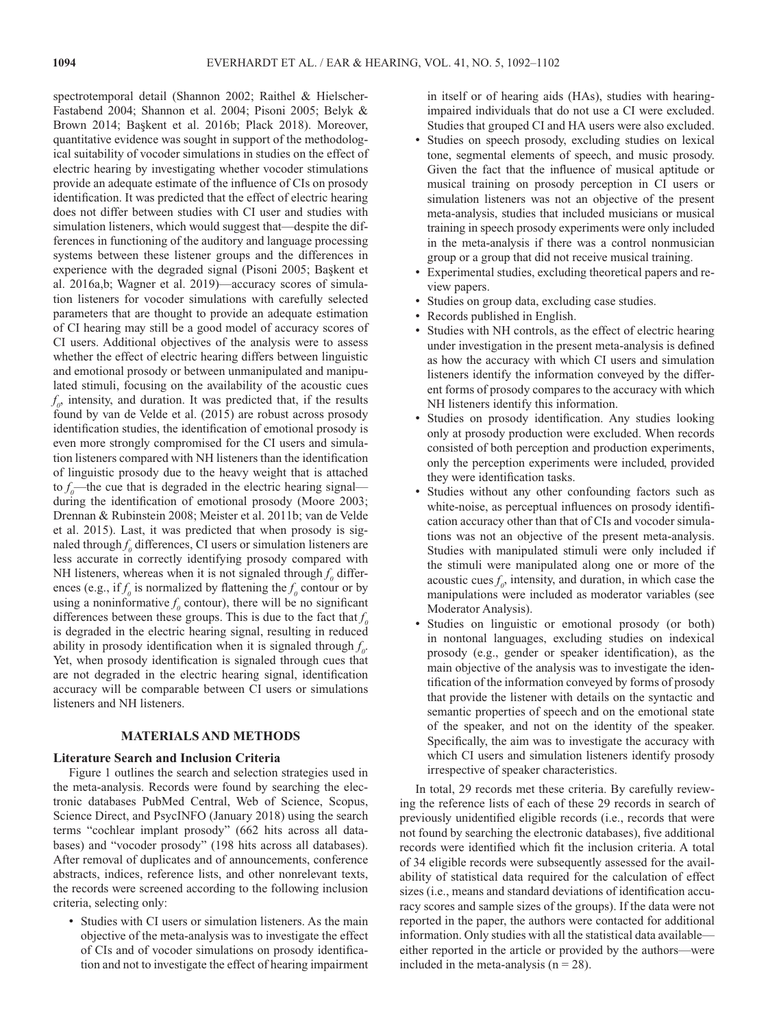spectrotemporal detail (Shannon 2002; Raithel & Hielscher-Fastabend 2004; Shannon et al. 2004; Pisoni 2005; Belyk & Brown 2014; Başkent et al. 2016b; Plack 2018). Moreover, quantitative evidence was sought in support of the methodological suitability of vocoder simulations in studies on the effect of electric hearing by investigating whether vocoder stimulations provide an adequate estimate of the influence of CIs on prosody identification. It was predicted that the effect of electric hearing does not differ between studies with CI user and studies with simulation listeners, which would suggest that—despite the differences in functioning of the auditory and language processing systems between these listener groups and the differences in experience with the degraded signal (Pisoni 2005; Başkent et al. 2016a,b; Wagner et al. 2019)—accuracy scores of simulation listeners for vocoder simulations with carefully selected parameters that are thought to provide an adequate estimation of CI hearing may still be a good model of accuracy scores of CI users. Additional objectives of the analysis were to assess whether the effect of electric hearing differs between linguistic and emotional prosody or between unmanipulated and manipulated stimuli, focusing on the availability of the acoustic cues $f_0$, intensity, and duration. It was predicted that, if the results found by van de Velde et al. (2015) are robust across prosody identification studies, the identification of emotional prosody is even more strongly compromised for the CI users and simulation listeners compared with NH listeners than the identification of linguistic prosody due to the heavy weight that is attached to $f_0$—the cue that is degraded in the electric hearing signal—during the identification of emotional prosody (Moore 2003; Drennan & Rubinstein 2008; Meister et al. 2011b; van de Velde et al. 2015). Last, it was predicted that when prosody is signaled through $f_0$ differences, CI users or simulation listeners are less accurate in correctly identifying prosody compared with NH listeners, whereas when it is not signaled through $f_0$ differences (e.g., if $f_0$ is normalized by flattening the $f_0$ contour or by using a noninformative $f_0$ contour), there will be no significant differences between these groups. This is due to the fact that $f_0$ is degraded in the electric hearing signal, resulting in reduced ability in prosody identification when it is signaled through $f_0$. Yet, when prosody identification is signaled through cues that are not degraded in the electric hearing signal, identification accuracy will be comparable between CI users or simulations listeners and NH listeners.

## MATERIALS AND METHODS

### Literature Search and Inclusion Criteria

Figure 1 outlines the search and selection strategies used in the meta-analysis. Records were found by searching the electronic databases PubMed Central, Web of Science, Scopus, Science Direct, and PsycINFO (January 2018) using the search terms "cochlear implant prosody" (662 hits across all databases) and "vocoder prosody" (198 hits across all databases). After removal of duplicates and of announcements, conference abstracts, indices, reference lists, and other nonrelevant texts, the records were screened according to the following inclusion criteria, selecting only:

- Studies with CI users or simulation listeners. As the main objective of the meta-analysis was to investigate the effect of CIs and of vocoder simulations on prosody identification and not to investigate the effect of hearing impairment in itself or of hearing aids (HAs), studies with hearing-impaired individuals that do not use a CI were excluded. Studies that grouped CI and HA users were also excluded.
- Studies on speech prosody, excluding studies on lexical tone, segmental elements of speech, and music prosody. Given the fact that the influence of musical aptitude or musical training on prosody perception in CI users or simulation listeners was not an objective of the present meta-analysis, studies that included musicians or musical training in speech prosody experiments were only included in the meta-analysis if there was a control nonmusician group or a group that did not receive musical training.
- Experimental studies, excluding theoretical papers and review papers.
- Studies on group data, excluding case studies.
- Records published in English.
- Studies with NH controls, as the effect of electric hearing under investigation in the present meta-analysis is defined as how the accuracy with which CI users and simulation listeners identify the information conveyed by the different forms of prosody compares to the accuracy with which NH listeners identify this information.
- Studies on prosody identification. Any studies looking only at prosody production were excluded. When records consisted of both perception and production experiments, only the perception experiments were included, provided they were identification tasks.
- Studies without any other confounding factors such as white-noise, as perceptual influences on prosody identification accuracy other than that of CIs and vocoder simulations was not an objective of the present meta-analysis. Studies with manipulated stimuli were only included if the stimuli were manipulated along one or more of the acoustic cues $f_0$, intensity, and duration, in which case the manipulations were included as moderator variables (see Moderator Analysis).
- Studies on linguistic or emotional prosody (or both) in nontonal languages, excluding studies on indexical prosody (e.g., gender or speaker identification), as the main objective of the analysis was to investigate the identification of the information conveyed by forms of prosody that provide the listener with details on the syntactic and semantic properties of speech and on the emotional state of the speaker, and not on the identity of the speaker. Specifically, the aim was to investigate the accuracy with which CI users and simulation listeners identify prosody irrespective of speaker characteristics.

In total, 29 records met these criteria. By carefully reviewing the reference lists of each of these 29 records in search of previously unidentified eligible records (i.e., records that were not found by searching the electronic databases), five additional records were identified which fit the inclusion criteria. A total of 34 eligible records were subsequently assessed for the availability of statistical data required for the calculation of effect sizes (i.e., means and standard deviations of identification accuracy scores and sample sizes of the groups). If the data were not reported in the paper, the authors were contacted for additional information. Only studies with all the statistical data available—either reported in the article or provided by the authors—were included in the meta-analysis (n = 28).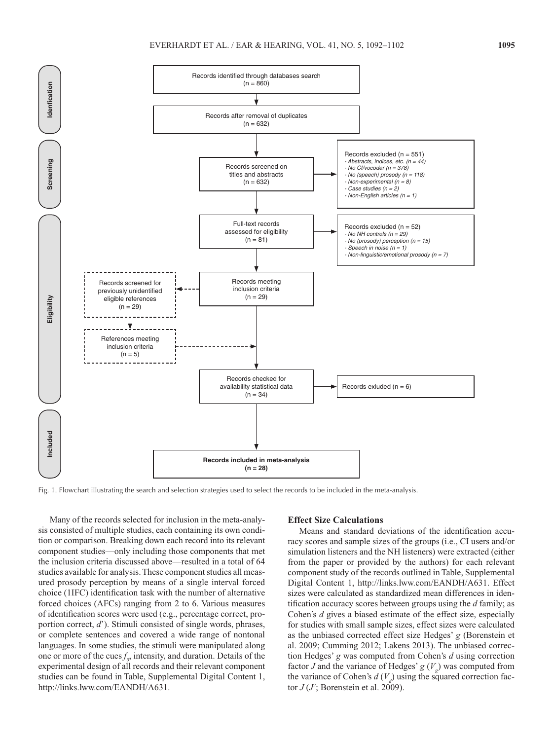Records identified through databases search
(n = 860)

Records after removal of duplicates
(n = 632)

Records screened on titles and abstracts
(n = 632)

Records excluded (n = 551)
- *Abstracts, indices, etc. (n = 44)*
- *No CI/vocoder (n = 378)*
- *No (speech) prosody (n = 118)*
- *Non-experimental (n = 8)*
- *Case studies (n = 2)*
- *Non-English articles (n = 1)*

Full-text records assessed for eligibility
(n = 81)

Records excluded (n = 52)
- *No NH controls (n = 29)*
- *No (prosody) perception (n = 15)*
- *Speech in noise (n = 1)*
- *Non-linguistic/emotional prosody (n = 7)*

Records meeting inclusion criteria
(n = 29)

Records screened for previously unidentified eligible references
(n = 29)

References meeting inclusion criteria
(n = 5)

Records checked for availability statistical data
(n = 34)

Records exluded (n = 6)

**Records included in meta-analysis**
**(n = 28)**

Identification | Screening | Eligibility | Included

Fig. 1. Flowchart illustrating the search and selection strategies used to select the records to be included in the meta-analysis.

Many of the records selected for inclusion in the meta-analysis consisted of multiple studies, each containing its own condition or comparison. Breaking down each record into its relevant component studies—only including those components that met the inclusion criteria discussed above—resulted in a total of 64 studies available for analysis. These component studies all measured prosody perception by means of a single interval forced choice (1IFC) identification task with the number of alternative forced choices (AFCs) ranging from 2 to 6. Various measures of identification scores were used (e.g., percentage correct, proportion correct, $d'$). Stimuli consisted of single words, phrases, or complete sentences and covered a wide range of nontonal languages. In some studies, the stimuli were manipulated along one or more of the cues $f_0$, intensity, and duration. Details of the experimental design of all records and their relevant component studies can be found in Table, Supplemental Digital Content 1, http://links.lww.com/EANDH/A631.

### Effect Size Calculations

Means and standard deviations of the identification accuracy scores and sample sizes of the groups (i.e., CI users and/or simulation listeners and the NH listeners) were extracted (either from the paper or provided by the authors) for each relevant component study of the records outlined in Table, Supplemental Digital Content 1, http://links.lww.com/EANDH/A631. Effect sizes were calculated as standardized mean differences in identification accuracy scores between groups using the *d* family; as Cohen's *d* gives a biased estimate of the effect size, especially for studies with small sample sizes, effect sizes were calculated as the unbiased corrected effect size Hedges' *g* (Borenstein et al. 2009; Cumming 2012; Lakens 2013). The unbiased correction Hedges' *g* was computed from Cohen's *d* using correction factor *J* and the variance of Hedges' *g* ($V_g$) was computed from the variance of Cohen's *d* ($V_d$) using the squared correction factor *J* ($J^2$; Borenstein et al. 2009).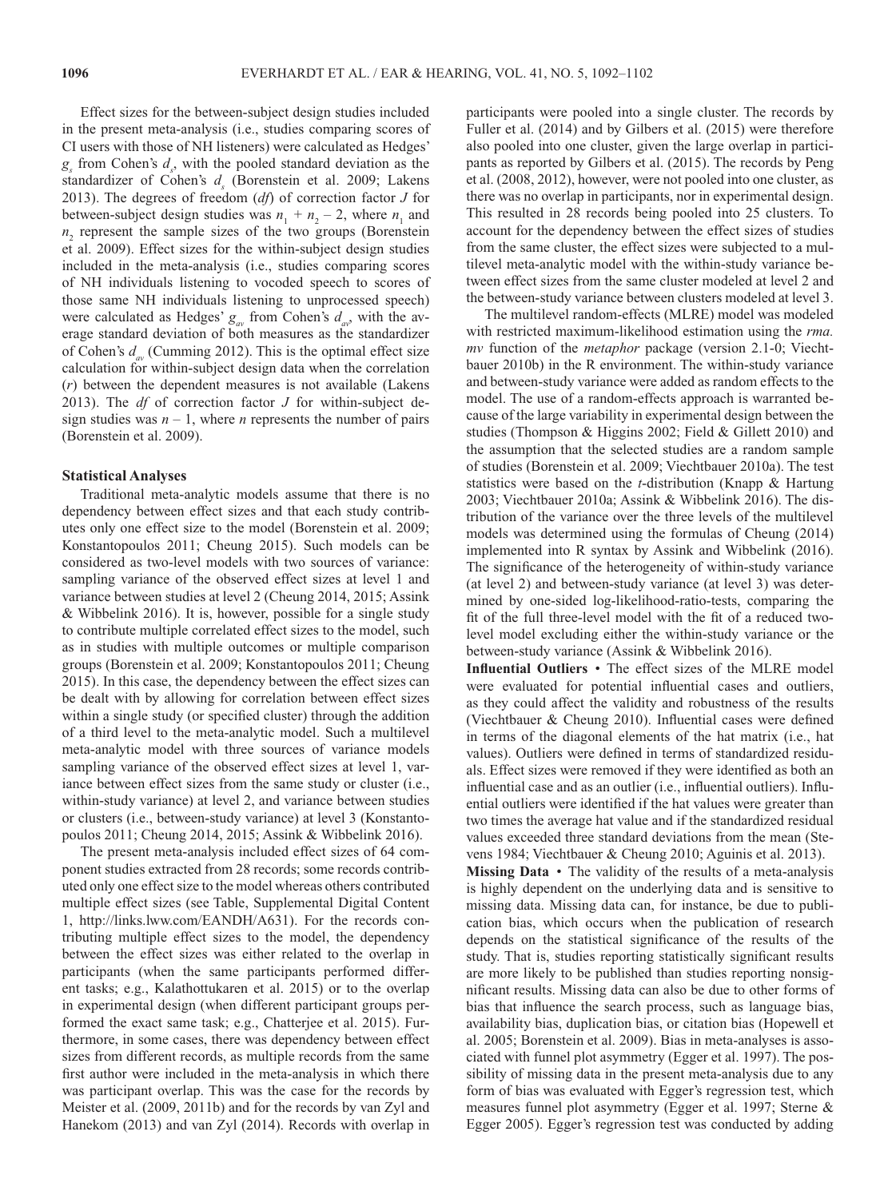Effect sizes for the between-subject design studies included in the present meta-analysis (i.e., studies comparing scores of CI users with those of NH listeners) were calculated as Hedges' $g_s$ from Cohen's $d_s$, with the pooled standard deviation as the standardizer of Cohen's $d_s$ (Borenstein et al. 2009; Lakens 2013). The degrees of freedom (*df*) of correction factor *J* for between-subject design studies was $n_1 + n_2 - 2$, where $n_1$ and $n_2$ represent the sample sizes of the two groups (Borenstein et al. 2009). Effect sizes for the within-subject design studies included in the meta-analysis (i.e., studies comparing scores of NH individuals listening to vocoded speech to scores of those same NH individuals listening to unprocessed speech) were calculated as Hedges' $g_{av}$ from Cohen's $d_{av}$, with the average standard deviation of both measures as the standardizer of Cohen's $d_{av}$ (Cumming 2012). This is the optimal effect size calculation for within-subject design data when the correlation (*r*) between the dependent measures is not available (Lakens 2013). The *df* of correction factor *J* for within-subject design studies was $n - 1$, where *n* represents the number of pairs (Borenstein et al. 2009).

### Statistical Analyses

Traditional meta-analytic models assume that there is no dependency between effect sizes and that each study contributes only one effect size to the model (Borenstein et al. 2009; Konstantopoulos 2011; Cheung 2015). Such models can be considered as two-level models with two sources of variance: sampling variance of the observed effect sizes at level 1 and variance between studies at level 2 (Cheung 2014, 2015; Assink & Wibbelink 2016). It is, however, possible for a single study to contribute multiple correlated effect sizes to the model, such as in studies with multiple outcomes or multiple comparison groups (Borenstein et al. 2009; Konstantopoulos 2011; Cheung 2015). In this case, the dependency between the effect sizes can be dealt with by allowing for correlation between effect sizes within a single study (or specified cluster) through the addition of a third level to the meta-analytic model. Such a multilevel meta-analytic model with three sources of variance models sampling variance of the observed effect sizes at level 1, variance between effect sizes from the same study or cluster (i.e., within-study variance) at level 2, and variance between studies or clusters (i.e., between-study variance) at level 3 (Konstantopoulos 2011; Cheung 2014, 2015; Assink & Wibbelink 2016).

The present meta-analysis included effect sizes of 64 component studies extracted from 28 records; some records contributed only one effect size to the model whereas others contributed multiple effect sizes (see Table, Supplemental Digital Content 1, http://links.lww.com/EANDH/A631). For the records contributing multiple effect sizes to the model, the dependency between the effect sizes was either related to the overlap in participants (when the same participants performed different tests; e.g., Kalathottukaren et al. 2015) or to the overlap in experimental design (when different participant groups performed the exact same task; e.g., Chatterjee et al. 2015). Furthermore, in some cases, there was dependency between effect sizes from different records, as multiple records from the same first author were included in the meta-analysis in which there was participant overlap. This was the case for the records by Meister et al. (2009, 2011b) and for the records by van Zyl and Hanekom (2013) and van Zyl (2014). Records with overlap in participants were pooled into a single cluster. The records by Fuller et al. (2014) and by Gilbers et al. (2015) were therefore also pooled into one cluster, given the large overlap in participants as reported by Gilbers et al. (2015). The records by Peng et al. (2008, 2012), however, were not pooled into one cluster, as there was no overlap in participants, nor in experimental design. This resulted in 28 records being pooled into 25 clusters. To account for the dependency between the effect sizes of studies from the same cluster, the effect sizes were subjected to a multilevel meta-analytic model with the within-study variance between effect sizes from the same cluster modeled at level 2 and the between-study variance between clusters modeled at level 3.

The multilevel random-effects (MLRE) model was modeled with restricted maximum-likelihood estimation using the *rma.mv* function of the *metaphor* package (version 2.1-0; Viechtbauer 2010b) in the R environment. The within-study variance and between-study variance were added as random effects to the model. The use of a random-effects approach is warranted because of the large variability in experimental design between the studies (Thompson & Higgins 2002; Field & Gillett 2010) and the assumption that the selected studies are a random sample of studies (Borenstein et al. 2009; Viechtbauer 2010a). The test statistics were based on the *t*-distribution (Knapp & Hartung 2003; Viechtbauer 2010a; Assink & Wibbelink 2016). The distribution of the variance over the three levels of the multilevel models was determined using the formulas of Cheung (2014) implemented into R syntax by Assink and Wibbelink (2016). The significance of the heterogeneity of within-study variance (at level 2) and between-study variance (at level 3) was determined by one-sided log-likelihood-ratio-tests, comparing the fit of the full three-level model with the fit of a reduced two-level model excluding either the within-study variance or the between-study variance (Assink & Wibbelink 2016).

**Influential Outliers** • The effect sizes of the MLRE model were evaluated for potential influential cases and outliers, as they could affect the validity and robustness of the results (Viechtbauer & Cheung 2010). Influential cases were defined in terms of the diagonal elements of the hat matrix (i.e., hat values). Outliers were defined in terms of standardized residuals. Effect sizes were removed if they were identified as both an influential case and as an outlier (i.e., influential outliers). Influential outliers were identified if the hat values were greater than two times the average hat value and if the standardized residual values exceeded three standard deviations from the mean (Stevens 1984; Viechtbauer & Cheung 2010; Aguinis et al. 2013).

**Missing Data** • The validity of the results of a meta-analysis is highly dependent on the underlying data and is sensitive to missing data. Missing data can, for instance, be due to publication bias, which occurs when the publication of research depends on the statistical significance of the results of the study. That is, studies reporting statistically significant results are more likely to be published than studies reporting nonsignificant results. Missing data can also be due to other forms of bias that influence the search process, such as language bias, availability bias, duplication bias, or citation bias (Hopewell et al. 2005; Borenstein et al. 2009). Bias in meta-analyses is associated with funnel plot asymmetry (Egger et al. 1997). The possibility of missing data in the present meta-analysis due to any form of bias was evaluated with Egger's regression test, which measures funnel plot asymmetry (Egger et al. 1997; Sterne & Egger 2005). Egger's regression test was conducted by adding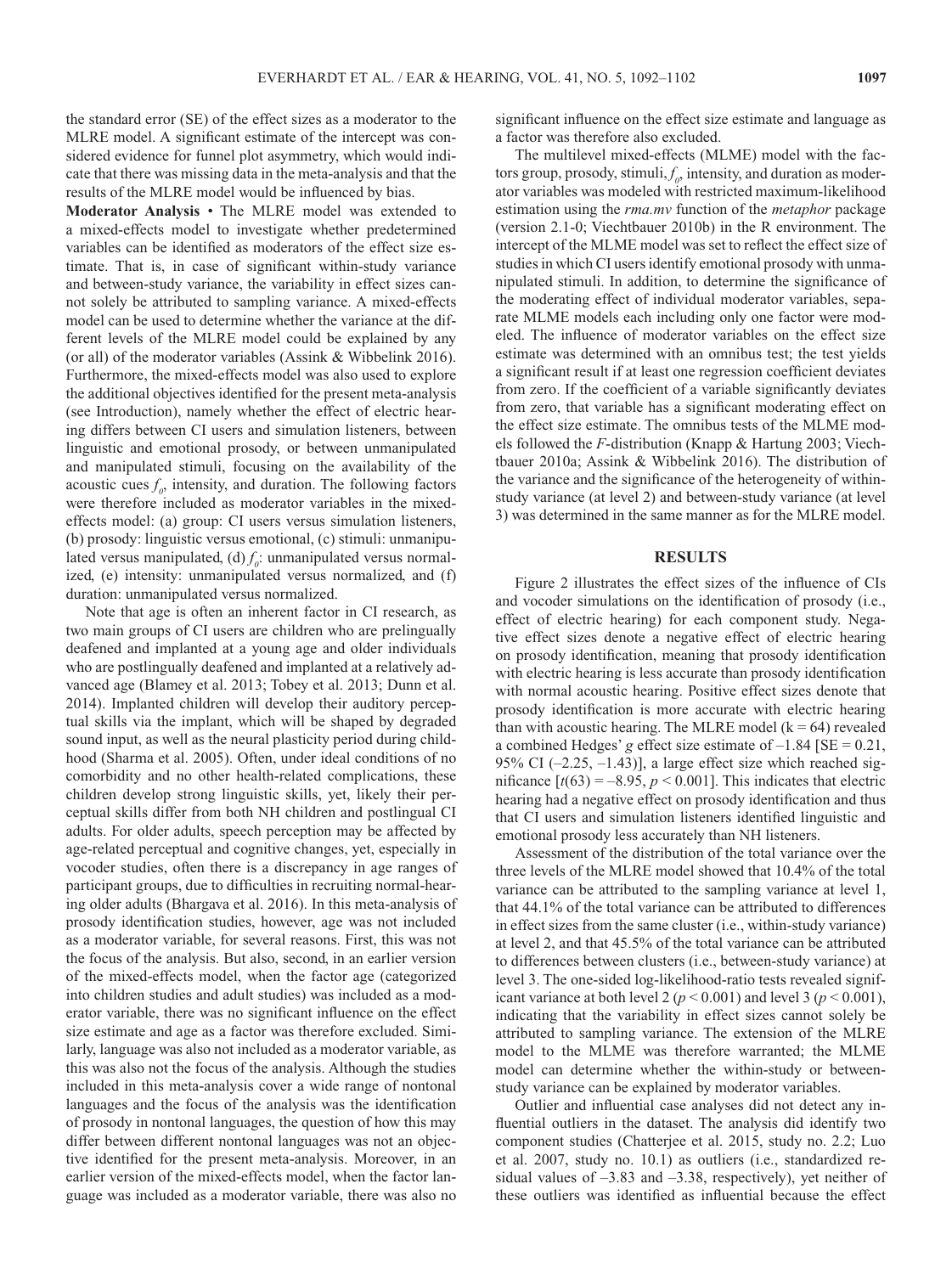the standard error (SE) of the effect sizes as a moderator to the MLRE model. A significant estimate of the intercept was considered evidence for funnel plot asymmetry, which would indicate that there was missing data in the meta-analysis and that the results of the MLRE model would be influenced by bias.

**Moderator Analysis** • The MLRE model was extended to a mixed-effects model to investigate whether predetermined variables can be identified as moderators of the effect size estimate. That is, in case of significant within-study variance and between-study variance, the variability in effect sizes cannot solely be attributed to sampling variance. A mixed-effects model can be used to determine whether the variance at the different levels of the MLRE model could be explained by any (or all) of the moderator variables (Assink & Wibbelink 2016). Furthermore, the mixed-effects model was also used to explore the additional objectives identified for the present meta-analysis (see Introduction), namely whether the effect of electric hearing differs between CI users and simulation listeners, between linguistic and emotional prosody, or between unmanipulated and manipulated stimuli, focusing on the availability of the acoustic cues $f_0$, intensity, and duration. The following factors were therefore included as moderator variables in the mixed-effects model: (a) group: CI users versus simulation listeners, (b) prosody: linguistic versus emotional, (c) stimuli: unmanipulated versus manipulated, (d) $f_0$: unmanipulated versus normalized, (e) intensity: unmanipulated versus normalized, and (f) duration: unmanipulated versus normalized.

Note that age is often an inherent factor in CI research, as two main groups of CI users are children who are prelingually deafened and implanted at a young age and older individuals who are postlingually deafened and implanted at a relatively advanced age (Blamey et al. 2013; Tobey et al. 2013; Dunn et al. 2014). Implanted children will develop their auditory perceptual skills via the implant, which will be shaped by degraded sound input, as well as the neural plasticity period during childhood (Sharma et al. 2005). Often, under ideal conditions of no comorbidity and no other health-related complications, these children develop strong linguistic skills, yet, likely their perceptual skills differ from both NH children and postlingual CI adults. For older adults, speech perception may be affected by age-related perceptual and cognitive changes, yet, especially in vocoder studies, often there is a discrepancy in age ranges of participant groups, due to difficulties in recruiting normal-hearing older adults (Bhargava et al. 2016). In this meta-analysis of prosody identification studies, however, age was not included as a moderator variable, for several reasons. First, this was not the focus of the analysis. But also, second, in an earlier version of the mixed-effects model, when the factor age (categorized into children studies and adult studies) was included as a moderator variable, there was no significant influence on the effect size estimate and age as a factor was therefore excluded. Similarly, language was also not included as a moderator variable, as this was also not the focus of the analysis. Although the studies included in this meta-analysis cover a wide range of nontonal languages and the focus of the analysis was the identification of prosody in nontonal languages, the question of how this may differ between different nontonal languages was not an objective identified for the present meta-analysis. Moreover, in an earlier version of the mixed-effects model, when the factor language was included as a moderator variable, there was also no significant influence on the effect size estimate and language as a factor was therefore also excluded.

The multilevel mixed-effects (MLME) model with the factors group, prosody, stimuli, $f_0$, intensity, and duration as moderator variables was modeled with restricted maximum-likelihood estimation using the *rma.mv* function of the *metaphor* package (version 2.1-0; Viechtbauer 2010b) in the R environment. The intercept of the MLME model was set to reflect the effect size of studies in which CI users identify emotional prosody with unmanipulated stimuli. In addition, to determine the significance of the moderating effect of individual moderator variables, separate MLME models each including only one factor were modeled. The influence of moderator variables on the effect size estimate was determined with an omnibus test; the test yields a significant result if at least one regression coefficient deviates from zero. If the coefficient of a variable significantly deviates from zero, that variable has a significant moderating effect on the effect size estimate. The omnibus tests of the MLME models followed the *F*-distribution (Knapp & Hartung 2003; Viechtbauer 2010a; Assink & Wibbelink 2016). The distribution of the variance and the significance of the heterogeneity of within-study variance (at level 2) and between-study variance (at level 3) was determined in the same manner as for the MLRE model.

## RESULTS

Figure 2 illustrates the effect sizes of the influence of CIs and vocoder simulations on the identification of prosody (i.e., effect of electric hearing) for each component study. Negative effect sizes denote a negative effect of electric hearing on prosody identification, meaning that prosody identification with electric hearing is less accurate than prosody identification with normal acoustic hearing. Positive effect sizes denote that prosody identification is more accurate with electric hearing than with acoustic hearing. The MLRE model ($k = 64$) revealed a combined Hedges' $g$ effect size estimate of –1.84 [SE = 0.21, 95% CI (–2.25, –1.43)], a large effect size which reached significance [$t(63) = -8.95$, $p < 0.001$]. This indicates that electric hearing had a negative effect on prosody identification and thus that CI users and simulation listeners identified linguistic and emotional prosody less accurately than NH listeners.

Assessment of the distribution of the total variance over the three levels of the MLRE model showed that 10.4% of the total variance can be attributed to the sampling variance at level 1, that 44.1% of the total variance can be attributed to differences in effect sizes from the same cluster (i.e., within-study variance) at level 2, and that 45.5% of the total variance can be attributed to differences between clusters (i.e., between-study variance) at level 3. The one-sided log-likelihood-ratio tests revealed significant variance at both level 2 ($p < 0.001$) and level 3 ($p < 0.001$), indicating that the variability in effect sizes cannot solely be attributed to sampling variance. The extension of the MLRE model to the MLME was therefore warranted; the MLME model can determine whether the within-study or between-study variance can be explained by moderator variables.

Outlier and influential case analyses did not detect any influential outliers in the dataset. The analysis did identify two component studies (Chatterjee et al. 2015, study no. 2.2; Luo et al. 2007, study no. 10.1) as outliers (i.e., standardized residual values of –3.83 and –3.38, respectively), yet neither of these outliers was identified as influential because the effect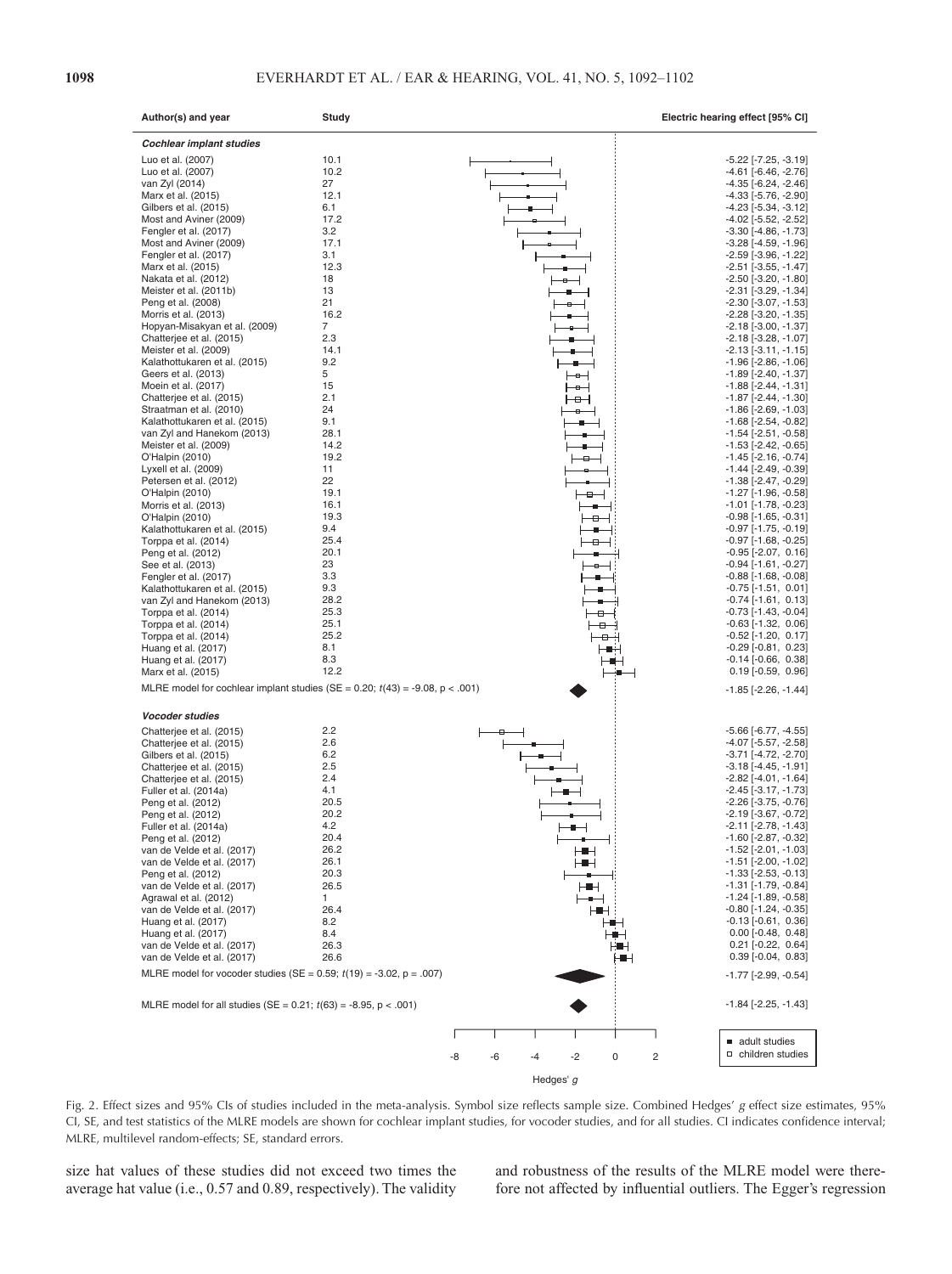| Author(s) and year | Study | Electric hearing effect [95% CI] |
|---|---|---|
| ***Cochlear implant studies*** | | |
| Luo et al. (2007) | 10.1 | -5.22 [-7.25, -3.19] |
| Luo et al. (2007) | 10.2 | -4.61 [-6.46, -2.76] |
| van Zyl (2014) | 27 | -4.35 [-6.24, -2.46] |
| Marx et al. (2015) | 12.1 | -4.33 [-5.76, -2.90] |
| Gilbers et al. (2015) | 6.1 | -4.23 [-5.34, -3.12] |
| Most and Aviner (2009) | 17.2 | -4.02 [-5.52, -2.52] |
| Fengler et al. (2017) | 3.2 | -3.30 [-4.86, -1.73] |
| Most and Aviner (2009) | 17.1 | -3.28 [-4.59, -1.96] |
| Fengler et al. (2017) | 3.1 | -2.59 [-3.96, -1.22] |
| Marx et al. (2015) | 12.3 | -2.51 [-3.55, -1.47] |
| Nakata et al. (2012) | 18 | -2.50 [-3.20, -1.80] |
| Meister et al. (2011b) | 13 | -2.31 [-3.29, -1.34] |
| Peng et al. (2008) | 21 | -2.30 [-3.07, -1.53] |
| Morris et al. (2013) | 16.2 | -2.28 [-3.20, -1.35] |
| Hopyan-Misakyan et al. (2009) | 7 | -2.18 [-3.00, -1.37] |
| Chatterjee et al. (2015) | 2.3 | -2.18 [-3.28, -1.07] |
| Meister et al. (2009) | 14.1 | -2.13 [-3.11, -1.15] |
| Kalathottukaren et al. (2015) | 9.2 | -1.96 [-2.86, -1.06] |
| Geers et al. (2013) | 5 | -1.89 [-2.40, -1.37] |
| Moein et al. (2017) | 15 | -1.88 [-2.44, -1.31] |
| Chatterjee et al. (2015) | 2.1 | -1.87 [-2.44, -1.30] |
| Straatman et al. (2010) | 24 | -1.86 [-2.69, -1.03] |
| Kalathottukaren et al. (2015) | 9.1 | -1.68 [-2.54, -0.82] |
| van Zyl and Hanekom (2013) | 28.1 | -1.54 [-2.51, -0.58] |
| Meister et al. (2009) | 14.2 | -1.53 [-2.42, -0.65] |
| O'Halpin (2010) | 19.2 | -1.45 [-2.16, -0.74] |
| Lyxell et al. (2009) | 11 | -1.44 [-2.49, -0.39] |
| Petersen et al. (2012) | 22 | -1.38 [-2.47, -0.29] |
| O'Halpin (2010) | 19.1 | -1.27 [-1.96, -0.58] |
| Morris et al. (2013) | 16.1 | -1.01 [-1.78, -0.23] |
| O'Halpin (2010) | 19.3 | -0.98 [-1.65, -0.31] |
| Kalathottukaren et al. (2015) | 9.4 | -0.97 [-1.75, -0.19] |
| Torppa et al. (2014) | 25.4 | -0.97 [-1.68, -0.25] |
| Peng et al. (2012) | 20.1 | -0.95 [-2.07, 0.16] |
| See et al. (2013) | 23 | -0.94 [-1.61, -0.27] |
| Fengler et al. (2017) | 3.3 | -0.88 [-1.68, -0.08] |
| Kalathottukaren et al. (2015) | 9.3 | -0.75 [-1.51, 0.01] |
| van Zyl and Hanekom (2013) | 28.2 | -0.74 [-1.61, 0.13] |
| Torppa et al. (2014) | 25.3 | -0.73 [-1.43, -0.04] |
| Torppa et al. (2014) | 25.1 | -0.63 [-1.32, 0.06] |
| Torppa et al. (2014) | 25.2 | -0.52 [-1.20, 0.17] |
| Huang et al. (2017) | 8.1 | -0.29 [-0.81, 0.23] |
| Huang et al. (2017) | 8.3 | -0.14 [-0.66, 0.38] |
| Marx et al. (2015) | 12.2 | 0.19 [-0.59, 0.96] |
| MLRE model for cochlear implant studies (SE = 0.20; $t(43) = -9.08$, $p < .001$) | | -1.85 [-2.26, -1.44] |
| ***Vocoder studies*** | | |
| Chatterjee et al. (2015) | 2.2 | -5.66 [-6.77, -4.55] |
| Chatterjee et al. (2015) | 2.6 | -4.07 [-5.57, -2.58] |
| Gilbers et al. (2015) | 6.2 | -3.71 [-4.72, -2.70] |
| Chatterjee et al. (2015) | 2.5 | -3.18 [-4.45, -1.91] |
| Chatterjee et al. (2015) | 2.4 | -2.82 [-4.01, -1.64] |
| Fuller et al. (2014a) | 4.1 | -2.45 [-3.17, -1.73] |
| Peng et al. (2012) | 20.5 | -2.26 [-3.75, -0.76] |
| Peng et al. (2012) | 20.2 | -2.19 [-3.67, -0.72] |
| Fuller et al. (2014a) | 4.2 | -2.11 [-2.78, -1.43] |
| Peng et al. (2012) | 20.4 | -1.60 [-2.87, -0.32] |
| van de Velde et al. (2017) | 26.2 | -1.52 [-2.01, -1.03] |
| van de Velde et al. (2017) | 26.1 | -1.51 [-2.00, -1.02] |
| Peng et al. (2012) | 20.3 | -1.33 [-2.53, -0.13] |
| van de Velde et al. (2017) | 26.5 | -1.31 [-1.79, -0.84] |
| Agrawal et al. (2012) | 1 | -1.24 [-1.89, -0.58] |
| van de Velde et al. (2017) | 26.4 | -0.80 [-1.24, -0.35] |
| Huang et al. (2017) | 8.2 | -0.13 [-0.61, 0.36] |
| Huang et al. (2017) | 8.4 | 0.00 [-0.48, 0.48] |
| van de Velde et al. (2017) | 26.3 | 0.21 [-0.22, 0.64] |
| van de Velde et al. (2017) | 26.6 | 0.39 [-0.04, 0.83] |
| MLRE model for vocoder studies (SE = 0.59; $t(19) = -3.02$, $p = .007$) | | -1.77 [-2.99, -0.54] |
| MLRE model for all studies (SE = 0.21; $t(63) = -8.95$, $p < .001$) | | -1.84 [-2.25, -1.43] |

■ adult studies □ children studies

Hedges' $g$

Fig. 2. Effect sizes and 95% CIs of studies included in the meta-analysis. Symbol size reflects sample size. Combined Hedges' $g$ effect size estimates, 95% CI, SE, and test statistics of the MLRE models are shown for cochlear implant studies, for vocoder studies, and for all studies. CI indicates confidence interval; MLRE, multilevel random-effects; SE, standard errors.

size hat values of these studies did not exceed two times the average hat value (i.e., 0.57 and 0.89, respectively). The validity and robustness of the results of the MLRE model were therefore not affected by influential outliers. The Egger's regression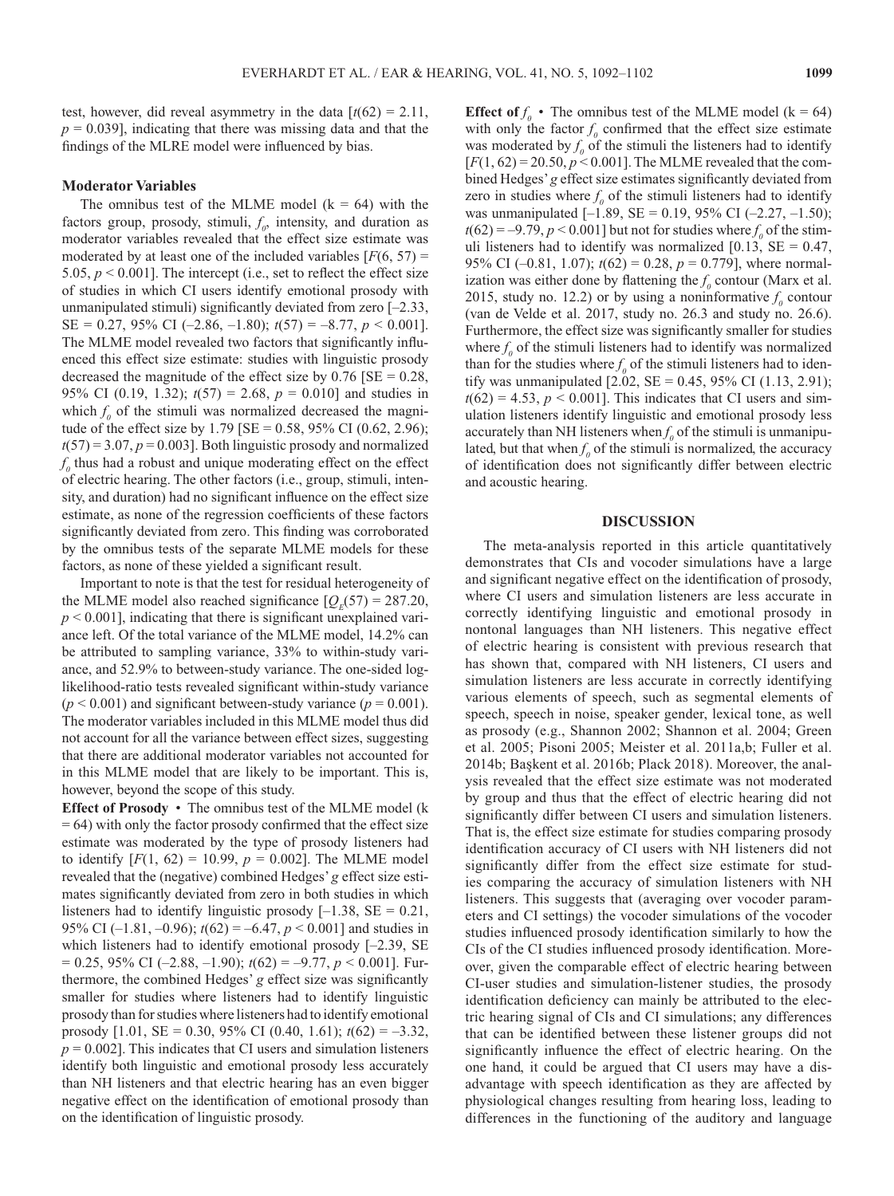test, however, did reveal asymmetry in the data [$t(62) = 2.11$, $p = 0.039$], indicating that there was missing data and that the findings of the MLRE model were influenced by bias.

### Moderator Variables

The omnibus test of the MLME model (k = 64) with the factors group, prosody, stimuli, $f_0$, intensity, and duration as moderator variables revealed that the effect size estimate was moderated by at least one of the included variables [$F(6, 57) = 5.05$, $p < 0.001$]. The intercept (i.e., set to reflect the effect size of studies in which CI users identify emotional prosody with unmanipulated stimuli) significantly deviated from zero [–2.33, SE = 0.27, 95% CI (–2.86, –1.80); $t(57) = -8.77$, $p < 0.001$]. The MLME model revealed two factors that significantly influenced this effect size estimate: studies with linguistic prosody decreased the magnitude of the effect size by 0.76 [SE = 0.28, 95% CI (0.19, 1.32); $t(57) = 2.68$, $p = 0.010$] and studies in which $f_0$ of the stimuli was normalized decreased the magnitude of the effect size by 1.79 [SE = 0.58, 95% CI (0.62, 2.96); $t(57) = 3.07$, $p = 0.003$]. Both linguistic prosody and normalized $f_0$ thus had a robust and unique moderating effect on the effect of electric hearing. The other factors (i.e., group, stimuli, intensity, and duration) had no significant influence on the effect size estimate, as none of the regression coefficients of these factors significantly deviated from zero. This finding was corroborated by the omnibus tests of the separate MLME models for these factors, as none of these yielded a significant result.

Important to note is that the test for residual heterogeneity of the MLME model also reached significance [$Q_E(57) = 287.20$, $p < 0.001$], indicating that there is significant unexplained variance left. Of the total variance of the MLME model, 14.2% can be attributed to sampling variance, 33% to within-study variance, and 52.9% to between-study variance. The one-sided log-likelihood-ratio tests revealed significant within-study variance ($p < 0.001$) and significant between-study variance ($p = 0.001$). The moderator variables included in this MLME model thus did not account for all the variance between effect sizes, suggesting that there are additional moderator variables not accounted for in this MLME model that are likely to be important. This is, however, beyond the scope of this study.

**Effect of Prosody •** The omnibus test of the MLME model (k = 64) with only the factor prosody confirmed that the effect size estimate was moderated by the type of prosody listeners had to identify [$F(1, 62) = 10.99$, $p = 0.002$]. The MLME model revealed that the (negative) combined Hedges' *g* effect size estimates significantly deviated from zero in both studies in which listeners had to identify linguistic prosody [–1.38, SE = 0.21, 95% CI (–1.81, –0.96); $t(62) = -6.47$, $p < 0.001$] and studies in which listeners had to identify emotional prosody [–2.39, SE = 0.25, 95% CI (–2.88, –1.90); $t(62) = -9.77$, $p < 0.001$]. Furthermore, the combined Hedges' *g* effect size was significantly smaller for studies where listeners had to identify linguistic prosody than for studies where listeners had to identify emotional prosody [1.01, SE = 0.30, 95% CI (0.40, 1.61); $t(62) = -3.32$, $p = 0.002$]. This indicates that CI users and simulation listeners identify both linguistic and emotional prosody less accurately than NH listeners and that electric hearing has an even bigger negative effect on the identification of emotional prosody than on the identification of linguistic prosody.

**Effect of $f_0$ •** The omnibus test of the MLME model (k = 64) with only the factor $f_0$ confirmed that the effect size estimate was moderated by $f_0$ of the stimuli the listeners had to identify [$F(1, 62) = 20.50$, $p < 0.001$]. The MLME revealed that the combined Hedges' *g* effect size estimates significantly deviated from zero in studies where $f_0$ of the stimuli listeners had to identify was unmanipulated [–1.89, SE = 0.19, 95% CI (–2.27, –1.50); $t(62) = -9.79$, $p < 0.001$] but not for studies where $f_0$ of the stimuli listeners had to identify was normalized [0.13, SE = 0.47, 95% CI (–0.81, 1.07); $t(62) = 0.28$, $p = 0.779$], where normalization was either done by flattening the $f_0$ contour (Marx et al. 2015, study no. 12.2) or by using a noninformative $f_0$ contour (van de Velde et al. 2017, study no. 26.3 and study no. 26.6). Furthermore, the effect size was significantly smaller for studies where $f_0$ of the stimuli listeners had to identify was normalized than for the studies where $f_0$ of the stimuli listeners had to identify was unmanipulated [2.02, SE = 0.45, 95% CI (1.13, 2.91); $t(62) = 4.53$, $p < 0.001$]. This indicates that CI users and simulation listeners identify linguistic and emotional prosody less accurately than NH listeners when $f_0$ of the stimuli is unmanipulated, but that when $f_0$ of the stimuli is normalized, the accuracy of identification does not significantly differ between electric and acoustic hearing.

## DISCUSSION

The meta-analysis reported in this article quantitatively demonstrates that CIs and vocoder simulations have a large and significant negative effect on the identification of prosody, where CI users and simulation listeners are less accurate in correctly identifying linguistic and emotional prosody in nontonal languages than NH listeners. This negative effect of electric hearing is consistent with previous research that has shown that, compared with NH listeners, CI users and simulation listeners are less accurate in correctly identifying various elements of speech, such as segmental elements of speech, speech in noise, speaker gender, lexical tone, as well as prosody (e.g., Shannon 2002; Shannon et al. 2004; Green et al. 2005; Pisoni 2005; Meister et al. 2011a,b; Fuller et al. 2014b; Başkent et al. 2016b; Plack 2018). Moreover, the analysis revealed that the effect size estimate was not moderated by group and thus that the effect of electric hearing did not significantly differ between CI users and simulation listeners. That is, the effect size estimate for studies comparing prosody identification accuracy of CI users with NH listeners did not significantly differ from the effect size estimate for studies comparing the accuracy of simulation listeners with NH listeners. This suggests that (averaging over vocoder parameters and CI settings) the vocoder simulations of the vocoder studies influenced prosody identification similarly to how the CIs of the CI studies influenced prosody identification. Moreover, given the comparable effect of electric hearing between CI-user studies and simulation-listener studies, the prosody identification deficiency can mainly be attributed to the electric hearing signal of CIs and CI simulations; any differences that can be identified between these listener groups did not significantly influence the effect of electric hearing. On the one hand, it could be argued that CI users may have a disadvantage with speech identification as they are affected by physiological changes resulting from hearing loss, leading to differences in the functioning of the auditory and language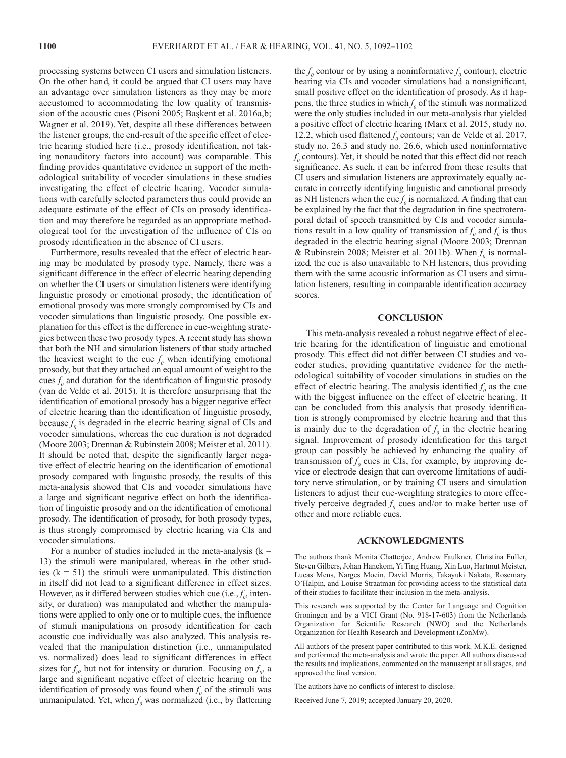processing systems between CI users and simulation listeners. On the other hand, it could be argued that CI users may have an advantage over simulation listeners as they may be more accustomed to accommodating the low quality of transmission of the acoustic cues (Pisoni 2005; Başkent et al. 2016a,b; Wagner et al. 2019). Yet, despite all these differences between the listener groups, the end-result of the specific effect of electric hearing studied here (i.e., prosody identification, not taking nonauditory factors into account) was comparable. This finding provides quantitative evidence in support of the methodological suitability of vocoder simulations in these studies investigating the effect of electric hearing. Vocoder simulations with carefully selected parameters thus could provide an adequate estimate of the effect of CIs on prosody identification and may therefore be regarded as an appropriate methodological tool for the investigation of the influence of CIs on prosody identification in the absence of CI users.

Furthermore, results revealed that the effect of electric hearing may be modulated by prosody type. Namely, there was a significant difference in the effect of electric hearing depending on whether the CI users or simulation listeners were identifying linguistic prosody or emotional prosody; the identification of emotional prosody was more strongly compromised by CIs and vocoder simulations than linguistic prosody. One possible explanation for this effect is the difference in cue-weighting strategies between these two prosody types. A recent study has shown that both the NH and simulation listeners of that study attached the heaviest weight to the cue $f_0$ when identifying emotional prosody, but that they attached an equal amount of weight to the cues $f_0$ and duration for the identification of linguistic prosody (van de Velde et al. 2015). It is therefore unsurprising that the identification of emotional prosody has a bigger negative effect of electric hearing than the identification of linguistic prosody, because $f_0$ is degraded in the electric hearing signal of CIs and vocoder simulations, whereas the cue duration is not degraded (Moore 2003; Drennan & Rubinstein 2008; Meister et al. 2011). It should be noted that, despite the significantly larger negative effect of electric hearing on the identification of emotional prosody compared with linguistic prosody, the results of this meta-analysis showed that CIs and vocoder simulations have a large and significant negative effect on both the identification of linguistic prosody and on the identification of emotional prosody. The identification of prosody, for both prosody types, is thus strongly compromised by electric hearing via CIs and vocoder simulations.

For a number of studies included in the meta-analysis ($k = 13$) the stimuli were manipulated, whereas in the other studies ($k = 51$) the stimuli were unmanipulated. This distinction in itself did not lead to a significant difference in effect sizes. However, as it differed between studies which cue (i.e., $f_0$, intensity, or duration) was manipulated and whether the manipulations were applied to only one or to multiple cues, the influence of stimuli manipulations on prosody identification for each acoustic cue individually was also analyzed. This analysis revealed that the manipulation distinction (i.e., unmanipulated vs. normalized) does lead to significant differences in effect sizes for $f_0$, but not for intensity or duration. Focusing on $f_0$, a large and significant negative effect of electric hearing on the identification of prosody was found when $f_0$ of the stimuli was unmanipulated. Yet, when $f_0$ was normalized (i.e., by flattening the $f_0$ contour or by using a noninformative $f_0$ contour), electric hearing via CIs and vocoder simulations had a nonsignificant, small positive effect on the identification of prosody. As it happens, the three studies in which $f_0$ of the stimuli was normalized were the only studies included in our meta-analysis that yielded a positive effect of electric hearing (Marx et al. 2015, study no. 12.2, which used flattened $f_0$ contours; van de Velde et al. 2017, study no. 26.3 and study no. 26.6, which used noninformative $f_0$ contours). Yet, it should be noted that this effect did not reach significance. As such, it can be inferred from these results that CI users and simulation listeners are approximately equally accurate in correctly identifying linguistic and emotional prosody as NH listeners when the cue $f_0$ is normalized. A finding that can be explained by the fact that the degradation in fine spectrotemporal detail of speech transmitted by CIs and vocoder simulations result in a low quality of transmission of $f_0$ and $f_0$ is thus degraded in the electric hearing signal (Moore 2003; Drennan & Rubinstein 2008; Meister et al. 2011b). When $f_0$ is normalized, the cue is also unavailable to NH listeners, thus providing them with the same acoustic information as CI users and simulation listeners, resulting in comparable identification accuracy scores.

## CONCLUSION

This meta-analysis revealed a robust negative effect of electric hearing for the identification of linguistic and emotional prosody. This effect did not differ between CI studies and vocoder studies, providing quantitative evidence for the methodological suitability of vocoder simulations in studies on the effect of electric hearing. The analysis identified $f_0$ as the cue with the biggest influence on the effect of electric hearing. It can be concluded from this analysis that prosody identification is strongly compromised by electric hearing and that this is mainly due to the degradation of $f_0$ in the electric hearing signal. Improvement of prosody identification for this target group can possibly be achieved by enhancing the quality of transmission of $f_0$ cues in CIs, for example, by improving device or electrode design that can overcome limitations of auditory nerve stimulation, or by training CI users and simulation listeners to adjust their cue-weighting strategies to more effectively perceive degraded $f_0$ cues and/or to make better use of other and more reliable cues.

## ACKNOWLEDGMENTS

The authors thank Monita Chatterjee, Andrew Faulkner, Christina Fuller, Steven Gilbers, Johan Hanekom, Yi Ting Huang, Xin Luo, Hartmut Meister, Lucas Mens, Narges Moein, David Morris, Takayuki Nakata, Rosemary O'Halpin, and Louise Straatman for providing access to the statistical data of their studies to facilitate their inclusion in the meta-analysis.

This research was supported by the Center for Language and Cognition Groningen and by a VICI Grant (No. 918-17-603) from the Netherlands Organization for Scientific Research (NWO) and the Netherlands Organization for Health Research and Development (ZonMw).

All authors of the present paper contributed to this work. M.K.E. designed and performed the meta-analysis and wrote the paper. All authors discussed the results and implications, commented on the manuscript at all stages, and approved the final version.

The authors have no conflicts of interest to disclose.

Received June 7, 2019; accepted January 20, 2020.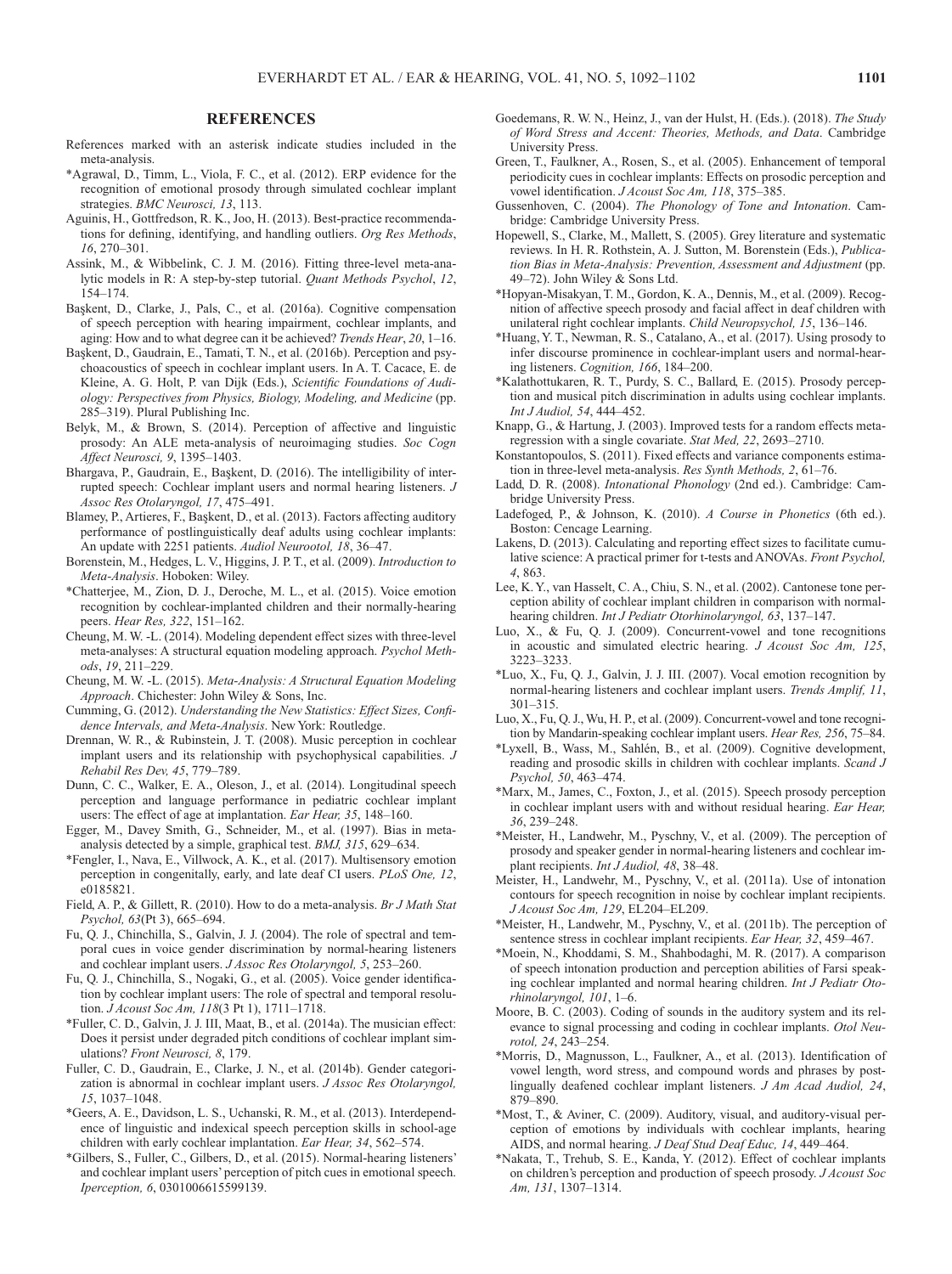## REFERENCES

References marked with an asterisk indicate studies included in the meta-analysis.

*Agrawal, D., Timm, L., Viola, F. C., et al. (2012). ERP evidence for the recognition of emotional prosody through simulated cochlear implant strategies. *BMC Neurosci, 13*, 113.

Aguinis, H., Gottfredson, R. K., Joo, H. (2013). Best-practice recommendations for defining, identifying, and handling outliers. *Org Res Methods*, *16*, 270–301.

Assink, M., & Wibbelink, C. J. M. (2016). Fitting three-level meta-analytic models in R: A step-by-step tutorial. *Quant Methods Psychol*, *12*, 154–174.

Başkent, D., Clarke, J., Pals, C., et al. (2016a). Cognitive compensation of speech perception with hearing impairment, cochlear implants, and aging: How and to what degree can it be achieved? *Trends Hear*, *20*, 1–16.

Başkent, D., Gaudrain, E., Tamati, T. N., et al. (2016b). Perception and psychoacoustics of speech in cochlear implant users. In A. T. Cacace, E. de Kleine, A. G. Holt, P. van Dijk (Eds.), *Scientific Foundations of Audiology: Perspectives from Physics, Biology, Modeling, and Medicine* (pp. 285–319). Plural Publishing Inc.

Belyk, M., & Brown, S. (2014). Perception of affective and linguistic prosody: An ALE meta-analysis of neuroimaging studies. *Soc Cogn Affect Neurosci, 9*, 1395–1403.

Bhargava, P., Gaudrain, E., Başkent, D. (2016). The intelligibility of interrupted speech: Cochlear implant users and normal hearing listeners. *J Assoc Res Otolaryngol, 17*, 475–491.

Blamey, P., Artieres, F., Başkent, D., et al. (2013). Factors affecting auditory performance of postlinguistically deaf adults using cochlear implants: An update with 2251 patients. *Audiol Neurootol, 18*, 36–47.

Borenstein, M., Hedges, L. V., Higgins, J. P. T., et al. (2009). *Introduction to Meta-Analysis*. Hoboken: Wiley.

*Chatterjee, M., Zion, D. J., Deroche, M. L., et al. (2015). Voice emotion recognition by cochlear-implanted children and their normally-hearing peers. *Hear Res, 322*, 151–162.

Cheung, M. W. -L. (2014). Modeling dependent effect sizes with three-level meta-analyses: A structural equation modeling approach. *Psychol Methods*, *19*, 211–229.

Cheung, M. W. -L. (2015). *Meta-Analysis: A Structural Equation Modeling Approach*. Chichester: John Wiley & Sons, Inc.

Cumming, G. (2012). *Understanding the New Statistics: Effect Sizes, Confidence Intervals, and Meta-Analysis*. New York: Routledge.

Drennan, W. R., & Rubinstein, J. T. (2008). Music perception in cochlear implant users and its relationship with psychophysical capabilities. *J Rehabil Res Dev, 45*, 779–789.

Dunn, C. C., Walker, E. A., Oleson, J., et al. (2014). Longitudinal speech perception and language performance in pediatric cochlear implant users: The effect of age at implantation. *Ear Hear, 35*, 148–160.

Egger, M., Davey Smith, G., Schneider, M., et al. (1997). Bias in meta-analysis detected by a simple, graphical test. *BMJ, 315*, 629–634.

*Fengler, I., Nava, E., Villwock, A. K., et al. (2017). Multisensory emotion perception in congenitally, early, and late deaf CI users. *PLoS One, 12*, e0185821.

Field, A. P., & Gillett, R. (2010). How to do a meta-analysis. *Br J Math Stat Psychol, 63*(Pt 3), 665–694.

Fu, Q. J., Chinchilla, S., Galvin, J. J. (2004). The role of spectral and temporal cues in voice gender discrimination by normal-hearing listeners and cochlear implant users. *J Assoc Res Otolaryngol, 5*, 253–260.

Fu, Q. J., Chinchilla, S., Nogaki, G., et al. (2005). Voice gender identification by cochlear implant users: The role of spectral and temporal resolution. *J Acoust Soc Am, 118*(3 Pt 1), 1711–1718.

*Fuller, C. D., Galvin, J. J. III, Maat, B., et al. (2014a). The musician effect: Does it persist under degraded pitch conditions of cochlear implant simulations? *Front Neurosci, 8*, 179.

Fuller, C. D., Gaudrain, E., Clarke, J. N., et al. (2014b). Gender categorization is abnormal in cochlear implant users. *J Assoc Res Otolaryngol, 15*, 1037–1048.

*Geers, A. E., Davidson, L. S., Uchanski, R. M., et al. (2013). Interdependence of linguistic and indexical speech perception skills in school-age children with early cochlear implantation. *Ear Hear, 34*, 562–574.

*Gilbers, S., Fuller, C., Gilbers, D., et al. (2015). Normal-hearing listeners' and cochlear implant users' perception of pitch cues in emotional speech. *Iperception, 6*, 0301006615599139.

Goedemans, R. W. N., Heinz, J., van der Hulst, H. (Eds.). (2018). *The Study of Word Stress and Accent: Theories, Methods, and Data*. Cambridge University Press.

Green, T., Faulkner, A., Rosen, S., et al. (2005). Enhancement of temporal periodicity cues in cochlear implants: Effects on prosodic perception and vowel identification. *J Acoust Soc Am, 118*, 375–385.

Gussenhoven, C. (2004). *The Phonology of Tone and Intonation*. Cambridge: Cambridge University Press.

Hopewell, S., Clarke, M., Mallett, S. (2005). Grey literature and systematic reviews. In H. R. Rothstein, A. J. Sutton, M. Borenstein (Eds.), *Publication Bias in Meta-Analysis: Prevention, Assessment and Adjustment* (pp. 49–72). John Wiley & Sons Ltd.

*Hopyan-Misakyan, T. M., Gordon, K. A., Dennis, M., et al. (2009). Recognition of affective speech prosody and facial affect in deaf children with unilateral right cochlear implants. *Child Neuropsychol, 15*, 136–146.

*Huang, Y. T., Newman, R. S., Catalano, A., et al. (2017). Using prosody to infer discourse prominence in cochlear-implant users and normal-hearing listeners. *Cognition, 166*, 184–200.

*Kalathottukaren, R. T., Purdy, S. C., Ballard, E. (2015). Prosody perception and musical pitch discrimination in adults using cochlear implants. *Int J Audiol, 54*, 444–452.

Knapp, G., & Hartung, J. (2003). Improved tests for a random effects meta-regression with a single covariate. *Stat Med, 22*, 2693–2710.

Konstantopoulos, S. (2011). Fixed effects and variance components estimation in three-level meta-analysis. *Res Synth Methods, 2*, 61–76.

Ladd, D. R. (2008). *Intonational Phonology* (2nd ed.). Cambridge: Cambridge University Press.

Ladefoged, P., & Johnson, K. (2010). *A Course in Phonetics* (6th ed.). Boston: Cencage Learning.

Lakens, D. (2013). Calculating and reporting effect sizes to facilitate cumulative science: A practical primer for t-tests and ANOVAs. *Front Psychol, 4*, 863.

Lee, K. Y., van Hasselt, C. A., Chiu, S. N., et al. (2002). Cantonese tone perception ability of cochlear implant children in comparison with normal-hearing children. *Int J Pediatr Otorhinolaryngol, 63*, 137–147.

Luo, X., & Fu, Q. J. (2009). Concurrent-vowel and tone recognitions in acoustic and simulated electric hearing. *J Acoust Soc Am, 125*, 3223–3233.

*Luo, X., Fu, Q. J., Galvin, J. J. III. (2007). Vocal emotion recognition by normal-hearing listeners and cochlear implant users. *Trends Amplif, 11*, 301–315.

Luo, X., Fu, Q. J., Wu, H. P., et al. (2009). Concurrent-vowel and tone recognition by Mandarin-speaking cochlear implant users. *Hear Res, 256*, 75–84.

*Lyxell, B., Wass, M., Sahlén, B., et al. (2009). Cognitive development, reading and prosodic skills in children with cochlear implants. *Scand J Psychol, 50*, 463–474.

*Marx, M., James, C., Foxton, J., et al. (2015). Speech prosody perception in cochlear implant users with and without residual hearing. *Ear Hear, 36*, 239–248.

*Meister, H., Landwehr, M., Pyschny, V., et al. (2009). The perception of prosody and speaker gender in normal-hearing listeners and cochlear implant recipients. *Int J Audiol, 48*, 38–48.

Meister, H., Landwehr, M., Pyschny, V., et al. (2011a). Use of intonation contours for speech recognition in noise by cochlear implant recipients. *J Acoust Soc Am, 129*, EL204–EL209.

*Meister, H., Landwehr, M., Pyschny, V., et al. (2011b). The perception of sentence stress in cochlear implant recipients. *Ear Hear, 32*, 459–467.

*Moein, N., Khoddami, S. M., Shahbodaghi, M. R. (2017). A comparison of speech intonation production and perception abilities of Farsi speaking cochlear implanted and normal hearing children. *Int J Pediatr Otorhinolaryngol, 101*, 1–6.

Moore, B. C. (2003). Coding of sounds in the auditory system and its relevance to signal processing and coding in cochlear implants. *Otol Neurotol, 24*, 243–254.

*Morris, D., Magnusson, L., Faulkner, A., et al. (2013). Identification of vowel length, word stress, and compound words and phrases by postlingually deafened cochlear implant listeners. *J Am Acad Audiol, 24*, 879–890.

*Most, T., & Aviner, C. (2009). Auditory, visual, and auditory-visual perception of emotions by individuals with cochlear implants, hearing AIDS, and normal hearing. *J Deaf Stud Deaf Educ, 14*, 449–464.

*Nakata, T., Trehub, S. E., Kanda, Y. (2012). Effect of cochlear implants on children's perception and production of speech prosody. *J Acoust Soc Am, 131*, 1307–1314.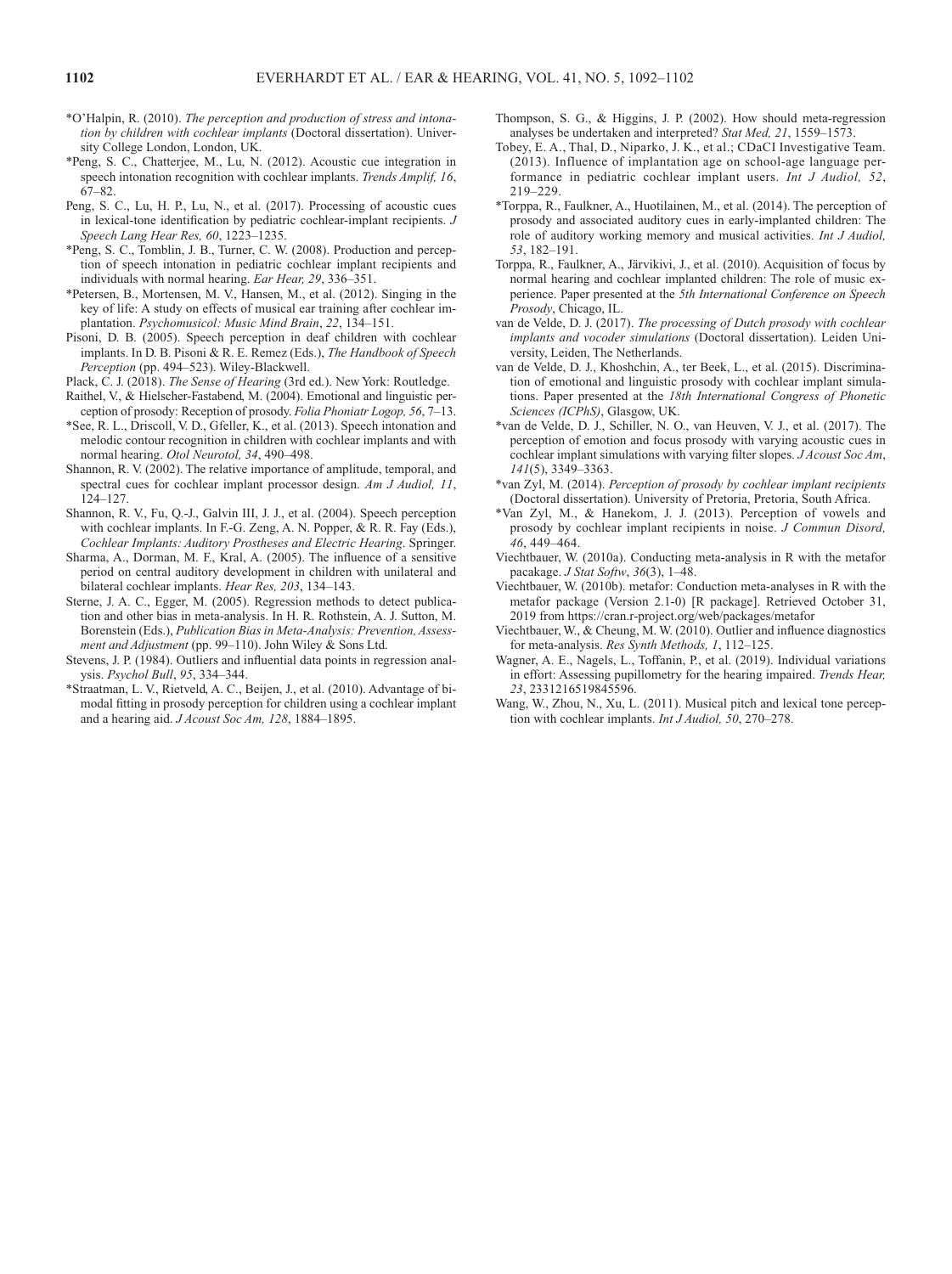*O'Halpin, R. (2010). *The perception and production of stress and intonation by children with cochlear implants* (Doctoral dissertation). University College London, London, UK.

*Peng, S. C., Chatterjee, M., Lu, N. (2012). Acoustic cue integration in speech intonation recognition with cochlear implants. *Trends Amplif, 16*, 67–82.

Peng, S. C., Lu, H. P., Lu, N., et al. (2017). Processing of acoustic cues in lexical-tone identification by pediatric cochlear-implant recipients. *J Speech Lang Hear Res, 60*, 1223–1235.

*Peng, S. C., Tomblin, J. B., Turner, C. W. (2008). Production and perception of speech intonation in pediatric cochlear implant recipients and individuals with normal hearing. *Ear Hear, 29*, 336–351.

*Petersen, B., Mortensen, M. V., Hansen, M., et al. (2012). Singing in the key of life: A study on effects of musical ear training after cochlear implantation. *Psychomusicol: Music Mind Brain*, *22*, 134–151.

Pisoni, D. B. (2005). Speech perception in deaf children with cochlear implants. In D. B. Pisoni & R. E. Remez (Eds.), *The Handbook of Speech Perception* (pp. 494–523). Wiley-Blackwell.

Plack, C. J. (2018). *The Sense of Hearing* (3rd ed.). New York: Routledge.

Raithel, V., & Hielscher-Fastabend, M. (2004). Emotional and linguistic perception of prosody: Reception of prosody. *Folia Phoniatr Logop, 56*, 7–13.

*See, R. L., Driscoll, V. D., Gfeller, K., et al. (2013). Speech intonation and melodic contour recognition in children with cochlear implants and with normal hearing. *Otol Neurotol, 34*, 490–498.

Shannon, R. V. (2002). The relative importance of amplitude, temporal, and spectral cues for cochlear implant processor design. *Am J Audiol, 11*, 124–127.

Shannon, R. V., Fu, Q.-J., Galvin III, J. J., et al. (2004). Speech perception with cochlear implants. In F.-G. Zeng, A. N. Popper, & R. R. Fay (Eds.), *Cochlear Implants: Auditory Prostheses and Electric Hearing*. Springer.

Sharma, A., Dorman, M. F., Kral, A. (2005). The influence of a sensitive period on central auditory development in children with unilateral and bilateral cochlear implants. *Hear Res, 203*, 134–143.

Sterne, J. A. C., Egger, M. (2005). Regression methods to detect publication and other bias in meta-analysis. In H. R. Rothstein, A. J. Sutton, M. Borenstein (Eds.), *Publication Bias in Meta-Analysis: Prevention, Assessment and Adjustment* (pp. 99–110). John Wiley & Sons Ltd.

Stevens, J. P. (1984). Outliers and influential data points in regression analysis. *Psychol Bull*, *95*, 334–344.

*Straatman, L. V., Rietveld, A. C., Beijen, J., et al. (2010). Advantage of bimodal fitting in prosody perception for children using a cochlear implant and a hearing aid. *J Acoust Soc Am, 128*, 1884–1895.

Thompson, S. G., & Higgins, J. P. (2002). How should meta-regression analyses be undertaken and interpreted? *Stat Med, 21*, 1559–1573.

Tobey, E. A., Thal, D., Niparko, J. K., et al.; CDaCI Investigative Team. (2013). Influence of implantation age on school-age language performance in pediatric cochlear implant users. *Int J Audiol, 52*, 219–229.

*Torppa, R., Faulkner, A., Huotilainen, M., et al. (2014). The perception of prosody and associated auditory cues in early-implanted children: The role of auditory working memory and musical activities. *Int J Audiol, 53*, 182–191.

Torppa, R., Faulkner, A., Järvikivi, J., et al. (2010). Acquisition of focus by normal hearing and cochlear implanted children: The role of music experience. Paper presented at the *5th International Conference on Speech Prosody*, Chicago, IL.

van de Velde, D. J. (2017). *The processing of Dutch prosody with cochlear implants and vocoder simulations* (Doctoral dissertation). Leiden University, Leiden, The Netherlands.

van de Velde, D. J., Khoshchin, A., ter Beek, L., et al. (2015). Discrimination of emotional and linguistic prosody with cochlear implant simulations. Paper presented at the *18th International Congress of Phonetic Sciences (ICPhS)*, Glasgow, UK.

*van de Velde, D. J., Schiller, N. O., van Heuven, V. J., et al. (2017). The perception of emotion and focus prosody with varying acoustic cues in cochlear implant simulations with varying filter slopes. *J Acoust Soc Am*, *141*(5), 3349–3363.

*van Zyl, M. (2014). *Perception of prosody by cochlear implant recipients* (Doctoral dissertation). University of Pretoria, Pretoria, South Africa.

*Van Zyl, M., & Hanekom, J. J. (2013). Perception of vowels and prosody by cochlear implant recipients in noise. *J Commun Disord, 46*, 449–464.

Viechtbauer, W. (2010a). Conducting meta-analysis in R with the metafor pacakage. *J Stat Softw*, *36*(3), 1–48.

Viechtbauer, W. (2010b). metafor: Conduction meta-analyses in R with the metafor package (Version 2.1-0) [R package]. Retrieved October 31, 2019 from https://cran.r-project.org/web/packages/metafor

Viechtbauer, W., & Cheung, M. W. (2010). Outlier and influence diagnostics for meta-analysis. *Res Synth Methods, 1*, 112–125.

Wagner, A. E., Nagels, L., Toffanin, P., et al. (2019). Individual variations in effort: Assessing pupillometry for the hearing impaired. *Trends Hear, 23*, 2331216519845596.

Wang, W., Zhou, N., Xu, L. (2011). Musical pitch and lexical tone perception with cochlear implants. *Int J Audiol, 50*, 270–278.